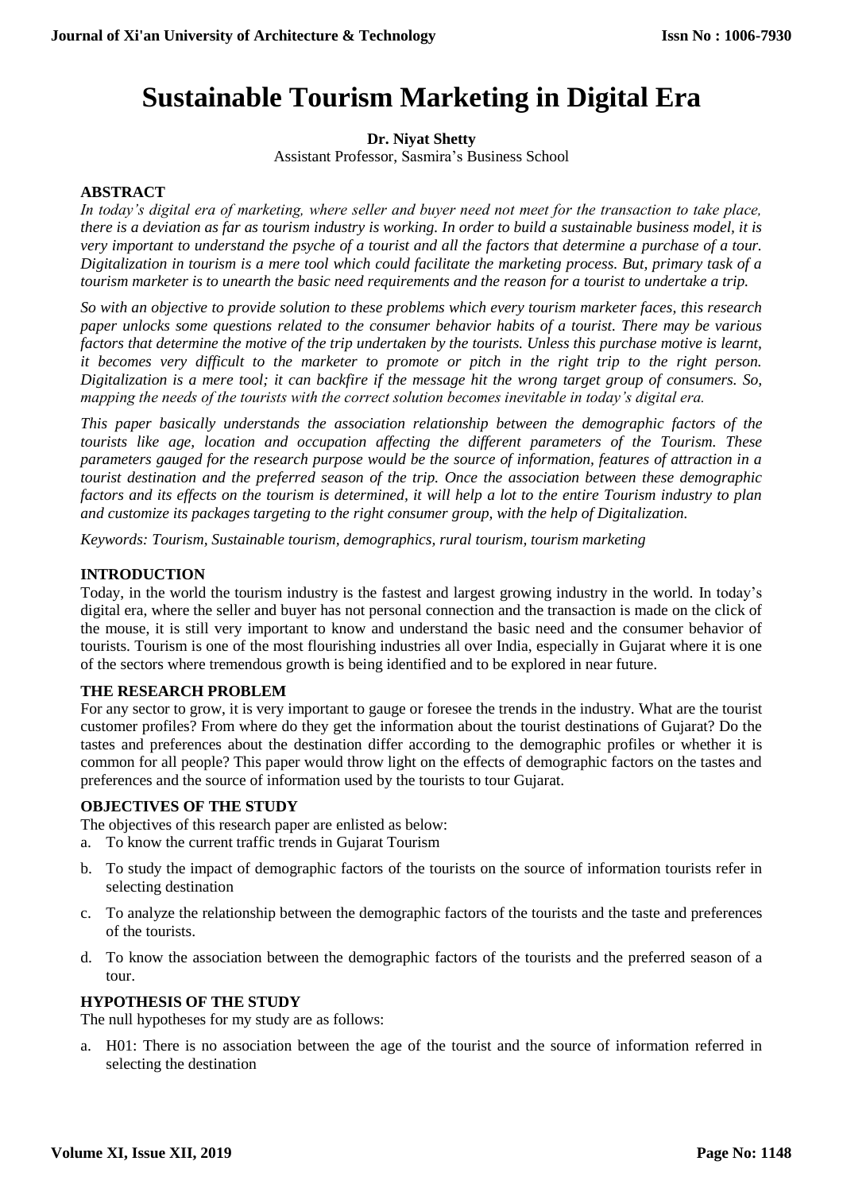# Sustainable Tourism Marketing in Digital Era

**Dr. Niyat Shetty**

Assistant Professor, Sasmira's Business School

## ABSTRACT

*In today's digital era of marketing, where seller and buyer need not meet for the transaction to take place, there is a deviation as far as tourism industry is working. In order to build a sustainable business model, it is very important to understand the psyche of a tourist and all the factors that determine a purchase of a tour. Digitalization in tourism is a mere tool which could facilitate the marketing process. But, primary task of a tourism marketer is to unearth the basic need requirements and the reason for a tourist to undertake a trip.*

*So with an objective to provide solution to these problems which every tourism marketer faces, this research paper unlocks some questions related to the consumer behavior habits of a tourist. There may be various factors that determine the motive of the trip undertaken by the tourists. Unless this purchase motive is learnt, it becomes very difficult to the marketer to promote or pitch in the right trip to the right person. Digitalization is a mere tool; it can backfire if the message hit the wrong target group of consumers. So, mapping the needs of the tourists with the correct solution becomes inevitable in today's digital era.*

*This paper basically understands the association relationship between the demographic factors of the tourists like age, location and occupation affecting the different parameters of the Tourism. These parameters gauged for the research purpose would be the source of information, features of attraction in a tourist destination and the preferred season of the trip. Once the association between these demographic factors and its effects on the tourism is determined, it will help a lot to the entire Tourism industry to plan and customize its packages targeting to the right consumer group, with the help of Digitalization.*

*Keywords: Tourism, Sustainable tourism, demographics, rural tourism, tourism marketing*

## INTRODUCTION

Today, in the world the tourism industry is the fastest and largest growing industry in the world. In today's digital era, where the seller and buyer has not personal connection and the transaction is made on the click of the mouse, it is still very important to know and understand the basic need and the consumer behavior of tourists. Tourism is one of the most flourishing industries all over India, especially in Gujarat where it is one of the sectors where tremendous growth is being identified and to be explored in near future.

## THE RESEARCH PROBLEM

For any sector to grow, it is very important to gauge or foresee the trends in the industry. What are the tourist customer profiles? From where do they get the information about the tourist destinations of Gujarat? Do the tastes and preferences about the destination differ according to the demographic profiles or whether it is common for all people? This paper would throw light on the effects of demographic factors on the tastes and preferences and the source of information used by the tourists to tour Gujarat.

## OBJECTIVES OF THE STUDY

The objectives of this research paper are enlisted as below:

a. To know the current traffic trends in Gujarat Tourism
b. To study the impact of demographic factors of the tourists on the source of information tourists refer in selecting destination
c. To analyze the relationship between the demographic factors of the tourists and the taste and preferences of the tourists.
d. To know the association between the demographic factors of the tourists and the preferred season of a tour.

## HYPOTHESIS OF THE STUDY

The null hypotheses for my study are as follows:

a. H01: There is no association between the age of the tourist and the source of information referred in selecting the destination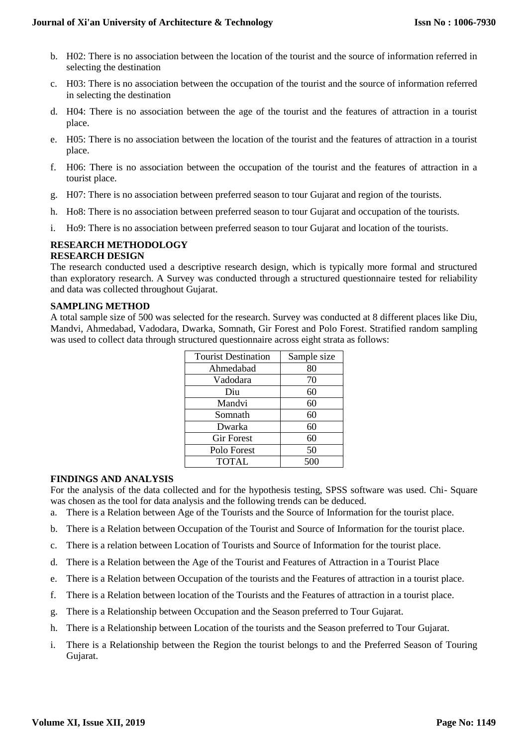b. H02: There is no association between the location of the tourist and the source of information referred in selecting the destination
c. H03: There is no association between the occupation of the tourist and the source of information referred in selecting the destination
d. H04: There is no association between the age of the tourist and the features of attraction in a tourist place.
e. H05: There is no association between the location of the tourist and the features of attraction in a tourist place.
f. H06: There is no association between the occupation of the tourist and the features of attraction in a tourist place.
g. H07: There is no association between preferred season to tour Gujarat and region of the tourists.
h. Ho8: There is no association between preferred season to tour Gujarat and occupation of the tourists.
i. Ho9: There is no association between preferred season to tour Gujarat and location of the tourists.

## RESEARCH METHODOLOGY

### RESEARCH DESIGN

The research conducted used a descriptive research design, which is typically more formal and structured than exploratory research. A Survey was conducted through a structured questionnaire tested for reliability and data was collected throughout Gujarat.

### SAMPLING METHOD

A total sample size of 500 was selected for the research. Survey was conducted at 8 different places like Diu, Mandvi, Ahmedabad, Vadodara, Dwarka, Somnath, Gir Forest and Polo Forest. Stratified random sampling was used to collect data through structured questionnaire across eight strata as follows:

| Tourist Destination | Sample size |
|---|---|
| Ahmedabad | 80 |
| Vadodara | 70 |
| Diu | 60 |
| Mandvi | 60 |
| Somnath | 60 |
| Dwarka | 60 |
| Gir Forest | 60 |
| Polo Forest | 50 |
| TOTAL | 500 |

## FINDINGS AND ANALYSIS

For the analysis of the data collected and for the hypothesis testing, SPSS software was used. Chi- Square was chosen as the tool for data analysis and the following trends can be deduced.

a. There is a Relation between Age of the Tourists and the Source of Information for the tourist place.
b. There is a Relation between Occupation of the Tourist and Source of Information for the tourist place.
c. There is a relation between Location of Tourists and Source of Information for the tourist place.
d. There is a Relation between the Age of the Tourist and Features of Attraction in a Tourist Place
e. There is a Relation between Occupation of the tourists and the Features of attraction in a tourist place.
f. There is a Relation between location of the Tourists and the Features of attraction in a tourist place.
g. There is a Relationship between Occupation and the Season preferred to Tour Gujarat.
h. There is a Relationship between Location of the tourists and the Season preferred to Tour Gujarat.
i. There is a Relationship between the Region the tourist belongs to and the Preferred Season of Touring Gujarat.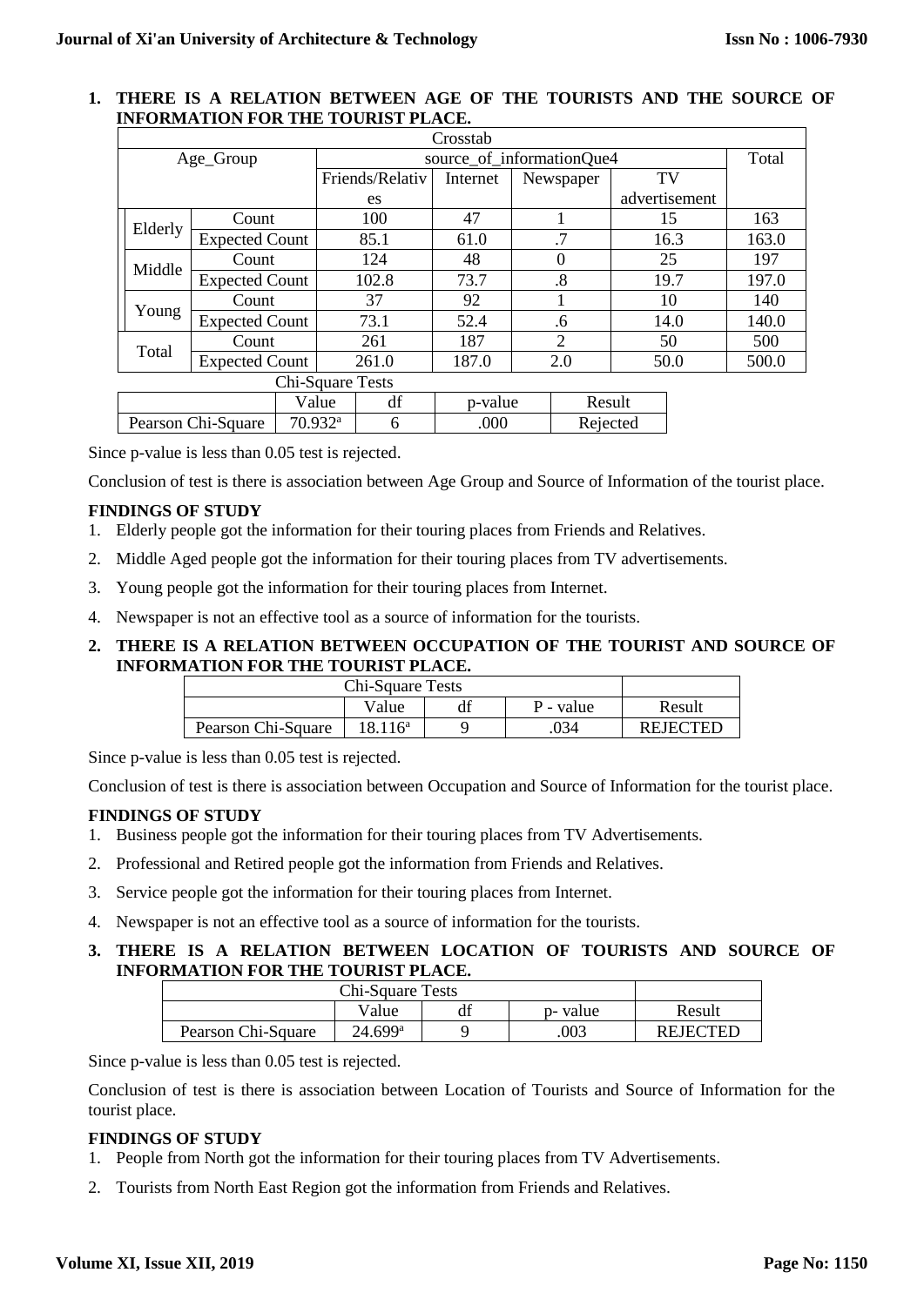## 1. THERE IS A RELATION BETWEEN AGE OF THE TOURISTS AND THE SOURCE OF INFORMATION FOR THE TOURIST PLACE.

| Crosstab | | | | | | |
|---|---|---|---|---|---|---|
| Age_Group | | source_of_informationQue4 | | | | Total |
| | | Friends/Relatives | Internet | Newspaper | TV advertisement | |
| Elderly | Count | 100 | 47 | 1 | 15 | 163 |
| | Expected Count | 85.1 | 61.0 | .7 | 16.3 | 163.0 |
| Middle | Count | 124 | 48 | 0 | 25 | 197 |
| | Expected Count | 102.8 | 73.7 | .8 | 19.7 | 197.0 |
| Young | Count | 37 | 92 | 1 | 10 | 140 |
| | Expected Count | 73.1 | 52.4 | .6 | 14.0 | 140.0 |
| Total | Count | 261 | 187 | 2 | 50 | 500 |
| | Expected Count | 261.0 | 187.0 | 2.0 | 50.0 | 500.0 |

| Chi-Square Tests | | | | |
|---|---|---|---|---|
| | Value | df | p-value | Result |
| Pearson Chi-Square | 70.932[a] | 6 | .000 | Rejected |

Since p-value is less than 0.05 test is rejected.

Conclusion of test is there is association between Age Group and Source of Information of the tourist place.

### FINDINGS OF STUDY

1. Elderly people got the information for their touring places from Friends and Relatives.
2. Middle Aged people got the information for their touring places from TV advertisements.
3. Young people got the information for their touring places from Internet.
4. Newspaper is not an effective tool as a source of information for the tourists.

## 2. THERE IS A RELATION BETWEEN OCCUPATION OF THE TOURIST AND SOURCE OF INFORMATION FOR THE TOURIST PLACE.

| Chi-Square Tests | | | | |
|---|---|---|---|---|
| | Value | df | P - value | Result |
| Pearson Chi-Square | 18.116[a] | 9 | .034 | REJECTED |

Since p-value is less than 0.05 test is rejected.

Conclusion of test is there is association between Occupation and Source of Information for the tourist place.

### FINDINGS OF STUDY

1. Business people got the information for their touring places from TV Advertisements.
2. Professional and Retired people got the information from Friends and Relatives.
3. Service people got the information for their touring places from Internet.
4. Newspaper is not an effective tool as a source of information for the tourists.

## 3. THERE IS A RELATION BETWEEN LOCATION OF TOURISTS AND SOURCE OF INFORMATION FOR THE TOURIST PLACE.

| Chi-Square Tests | | | | |
|---|---|---|---|---|
| | Value | df | p- value | Result |
| Pearson Chi-Square | 24.699[a] | 9 | .003 | REJECTED |

Since p-value is less than 0.05 test is rejected.

Conclusion of test is there is association between Location of Tourists and Source of Information for the tourist place.

### FINDINGS OF STUDY

1. People from North got the information for their touring places from TV Advertisements.
2. Tourists from North East Region got the information from Friends and Relatives.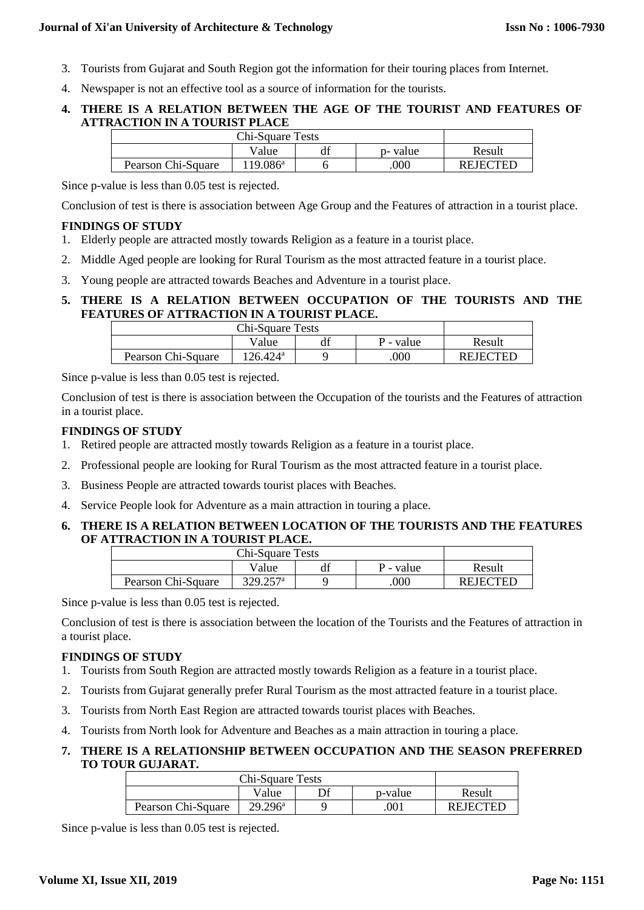3. Tourists from Gujarat and South Region got the information for their touring places from Internet.
4. Newspaper is not an effective tool as a source of information for the tourists.

**4. THERE IS A RELATION BETWEEN THE AGE OF THE TOURIST AND FEATURES OF ATTRACTION IN A TOURIST PLACE**

| Chi-Square Tests | | | | |
|---|---|---|---|---|
| | Value | df | p- value | Result |
| Pearson Chi-Square | 119.086[a] | 6 | .000 | REJECTED |

Since p-value is less than 0.05 test is rejected.

Conclusion of test is there is association between Age Group and the Features of attraction in a tourist place.

**FINDINGS OF STUDY**

1. Elderly people are attracted mostly towards Religion as a feature in a tourist place.
2. Middle Aged people are looking for Rural Tourism as the most attracted feature in a tourist place.
3. Young people are attracted towards Beaches and Adventure in a tourist place.

**5. THERE IS A RELATION BETWEEN OCCUPATION OF THE TOURISTS AND THE FEATURES OF ATTRACTION IN A TOURIST PLACE.**

| Chi-Square Tests | | | | |
|---|---|---|---|---|
| | Value | df | P - value | Result |
| Pearson Chi-Square | 126.424[a] | 9 | .000 | REJECTED |

Since p-value is less than 0.05 test is rejected.

Conclusion of test is there is association between the Occupation of the tourists and the Features of attraction in a tourist place.

**FINDINGS OF STUDY**

1. Retired people are attracted mostly towards Religion as a feature in a tourist place.
2. Professional people are looking for Rural Tourism as the most attracted feature in a tourist place.
3. Business People are attracted towards tourist places with Beaches.
4. Service People look for Adventure as a main attraction in touring a place.

**6. THERE IS A RELATION BETWEEN LOCATION OF THE TOURISTS AND THE FEATURES OF ATTRACTION IN A TOURIST PLACE.**

| Chi-Square Tests | | | | |
|---|---|---|---|---|
| | Value | df | P - value | Result |
| Pearson Chi-Square | 329.257[a] | 9 | .000 | REJECTED |

Since p-value is less than 0.05 test is rejected.

Conclusion of test is there is association between the location of the Tourists and the Features of attraction in a tourist place.

**FINDINGS OF STUDY**

1. Tourists from South Region are attracted mostly towards Religion as a feature in a tourist place.
2. Tourists from Gujarat generally prefer Rural Tourism as the most attracted feature in a tourist place.
3. Tourists from North East Region are attracted towards tourist places with Beaches.
4. Tourists from North look for Adventure and Beaches as a main attraction in touring a place.

**7. THERE IS A RELATIONSHIP BETWEEN OCCUPATION AND THE SEASON PREFERRED TO TOUR GUJARAT.**

| Chi-Square Tests | | | | |
|---|---|---|---|---|
| | Value | Df | p-value | Result |
| Pearson Chi-Square | 29.296[a] | 9 | .001 | REJECTED |

Since p-value is less than 0.05 test is rejected.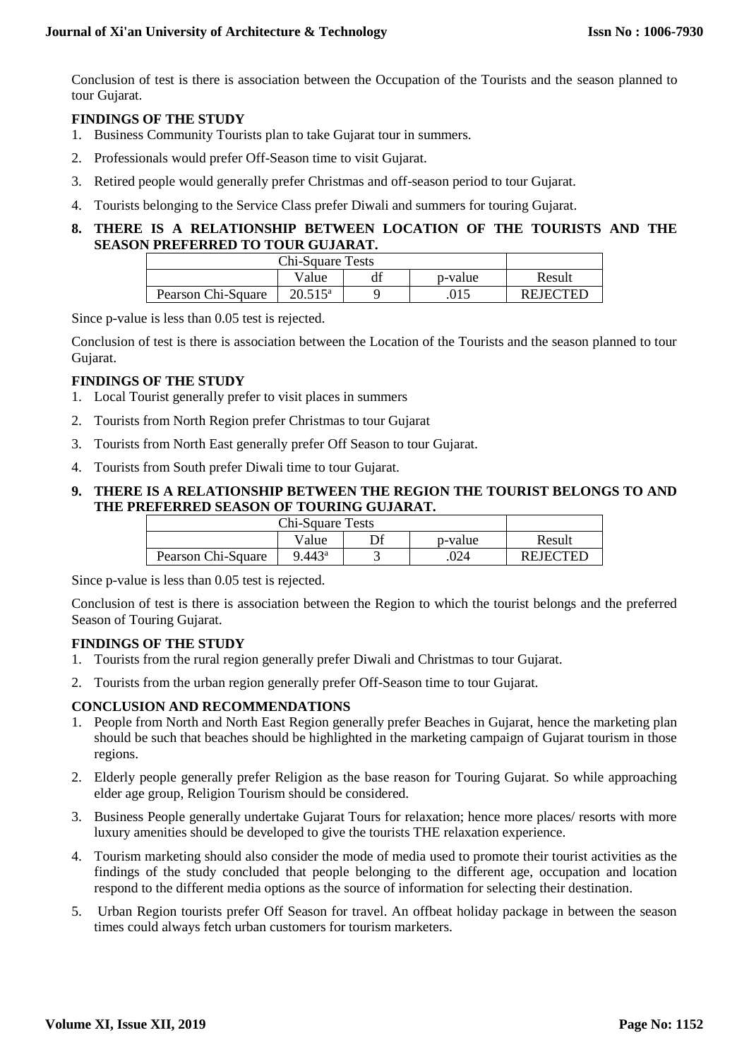Conclusion of test is there is association between the Occupation of the Tourists and the season planned to tour Gujarat.

### FINDINGS OF THE STUDY

1. Business Community Tourists plan to take Gujarat tour in summers.
2. Professionals would prefer Off-Season time to visit Gujarat.
3. Retired people would generally prefer Christmas and off-season period to tour Gujarat.
4. Tourists belonging to the Service Class prefer Diwali and summers for touring Gujarat.

### 8. THERE IS A RELATIONSHIP BETWEEN LOCATION OF THE TOURISTS AND THE SEASON PREFERRED TO TOUR GUJARAT.

| Chi-Square Tests | | | | |
|---|---|---|---|---|
| | Value | df | p-value | Result |
| Pearson Chi-Square | 20.515[a] | 9 | .015 | REJECTED |

Since p-value is less than 0.05 test is rejected.

Conclusion of test is there is association between the Location of the Tourists and the season planned to tour Gujarat.

### FINDINGS OF THE STUDY

1. Local Tourist generally prefer to visit places in summers
2. Tourists from North Region prefer Christmas to tour Gujarat
3. Tourists from North East generally prefer Off Season to tour Gujarat.
4. Tourists from South prefer Diwali time to tour Gujarat.

### 9. THERE IS A RELATIONSHIP BETWEEN THE REGION THE TOURIST BELONGS TO AND THE PREFERRED SEASON OF TOURING GUJARAT.

| Chi-Square Tests | | | | |
|---|---|---|---|---|
| | Value | Df | p-value | Result |
| Pearson Chi-Square | 9.443[a] | 3 | .024 | REJECTED |

Since p-value is less than 0.05 test is rejected.

Conclusion of test is there is association between the Region to which the tourist belongs and the preferred Season of Touring Gujarat.

### FINDINGS OF THE STUDY

1. Tourists from the rural region generally prefer Diwali and Christmas to tour Gujarat.
2. Tourists from the urban region generally prefer Off-Season time to tour Gujarat.

### CONCLUSION AND RECOMMENDATIONS

1. People from North and North East Region generally prefer Beaches in Gujarat, hence the marketing plan should be such that beaches should be highlighted in the marketing campaign of Gujarat tourism in those regions.
2. Elderly people generally prefer Religion as the base reason for Touring Gujarat. So while approaching elder age group, Religion Tourism should be considered.
3. Business People generally undertake Gujarat Tours for relaxation; hence more places/ resorts with more luxury amenities should be developed to give the tourists THE relaxation experience.
4. Tourism marketing should also consider the mode of media used to promote their tourist activities as the findings of the study concluded that people belonging to the different age, occupation and location respond to the different media options as the source of information for selecting their destination.
5. Urban Region tourists prefer Off Season for travel. An offbeat holiday package in between the season times could always fetch urban customers for tourism marketers.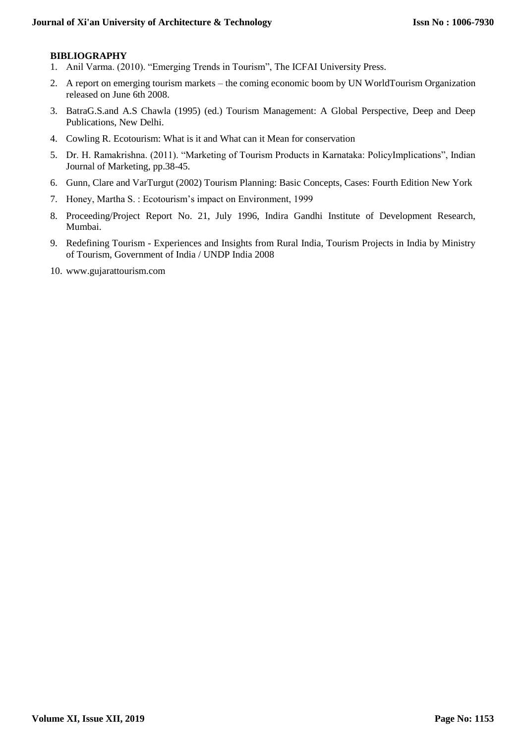## BIBLIOGRAPHY

1. Anil Varma. (2010). “Emerging Trends in Tourism”, The ICFAI University Press.
2. A report on emerging tourism markets – the coming economic boom by UN WorldTourism Organization released on June 6th 2008.
3. BatraG.S.and A.S Chawla (1995) (ed.) Tourism Management: A Global Perspective, Deep and Deep Publications, New Delhi.
4. Cowling R. Ecotourism: What is it and What can it Mean for conservation
5. Dr. H. Ramakrishna. (2011). “Marketing of Tourism Products in Karnataka: PolicyImplications”, Indian Journal of Marketing, pp.38-45.
6. Gunn, Clare and VarTurgut (2002) Tourism Planning: Basic Concepts, Cases: Fourth Edition New York
7. Honey, Martha S. : Ecotourism’s impact on Environment, 1999
8. Proceeding/Project Report No. 21, July 1996, Indira Gandhi Institute of Development Research, Mumbai.
9. Redefining Tourism - Experiences and Insights from Rural India, Tourism Projects in India by Ministry of Tourism, Government of India / UNDP India 2008
10. www.gujarattourism.com